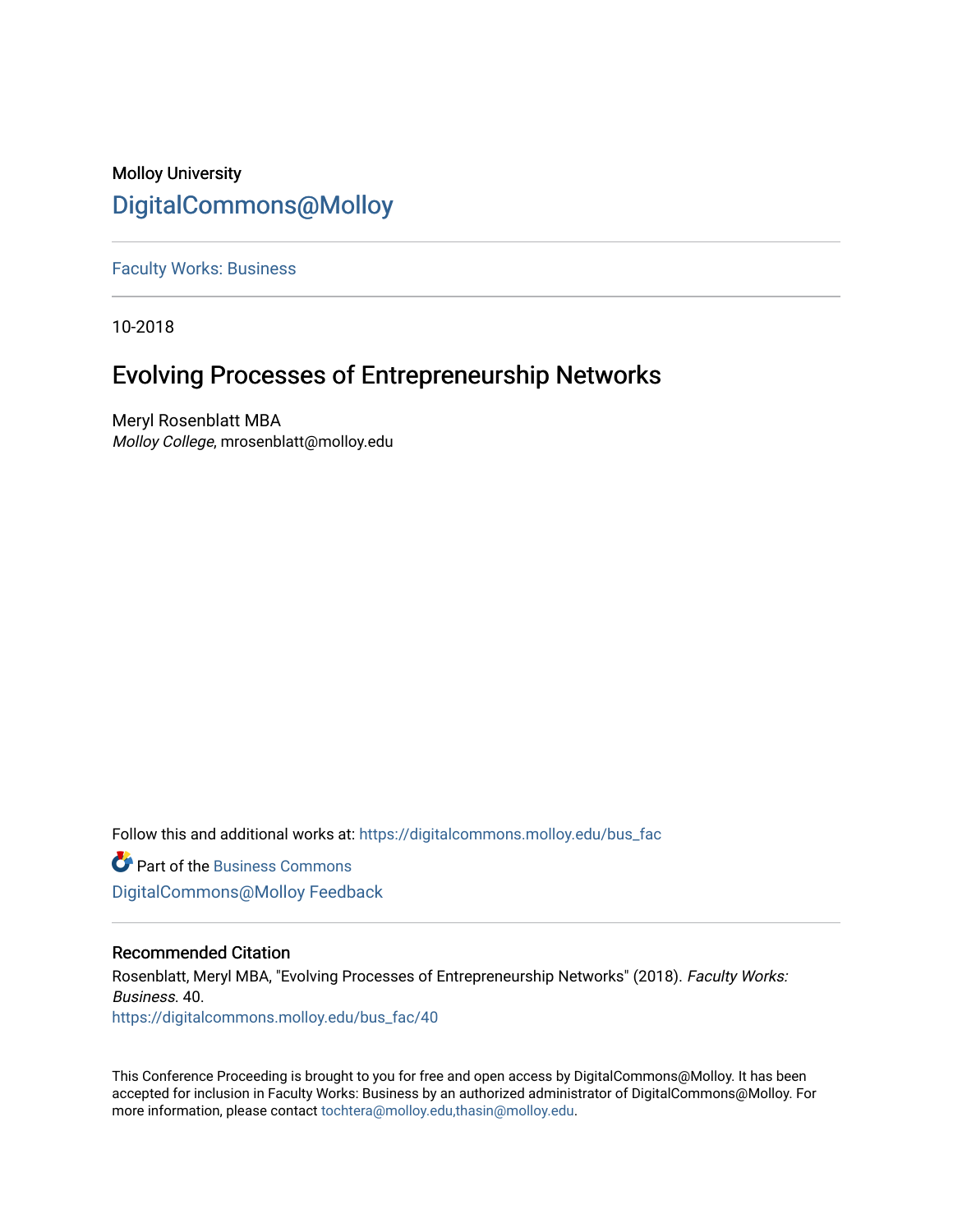Molloy University

# DigitalCommons@Molloy

Faculty Works: Business

10-2018

## Evolving Processes of Entrepreneurship Networks

Meryl Rosenblatt MBA
*Molloy College*, mrosenblatt@molloy.edu

Follow this and additional works at: https://digitalcommons.molloy.edu/bus_fac

Part of the Business Commons

DigitalCommons@Molloy Feedback

### Recommended Citation

Rosenblatt, Meryl MBA, "Evolving Processes of Entrepreneurship Networks" (2018). *Faculty Works: Business*. 40.
https://digitalcommons.molloy.edu/bus_fac/40

This Conference Proceeding is brought to you for free and open access by DigitalCommons@Molloy. It has been accepted for inclusion in Faculty Works: Business by an authorized administrator of DigitalCommons@Molloy. For more information, please contact tochtera@molloy.edu,thasin@molloy.edu.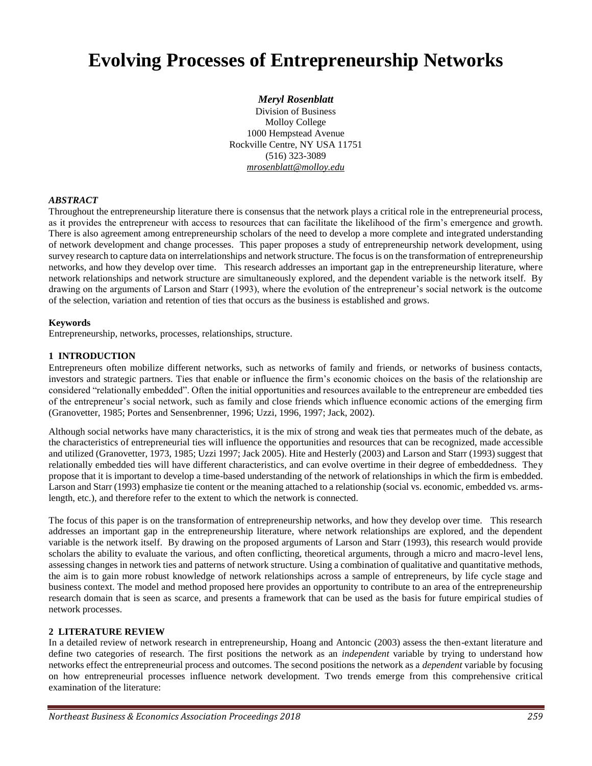# Evolving Processes of Entrepreneurship Networks

***Meryl Rosenblatt***
Division of Business
Molloy College
1000 Hempstead Avenue
Rockville Centre, NY USA 11751
(516) 323-3089
*mrosenblatt@molloy.edu*

### *ABSTRACT*

Throughout the entrepreneurship literature there is consensus that the network plays a critical role in the entrepreneurial process, as it provides the entrepreneur with access to resources that can facilitate the likelihood of the firm's emergence and growth. There is also agreement among entrepreneurship scholars of the need to develop a more complete and integrated understanding of network development and change processes. This paper proposes a study of entrepreneurship network development, using survey research to capture data on interrelationships and network structure. The focus is on the transformation of entrepreneurship networks, and how they develop over time. This research addresses an important gap in the entrepreneurship literature, where network relationships and network structure are simultaneously explored, and the dependent variable is the network itself. By drawing on the arguments of Larson and Starr (1993), where the evolution of the entrepreneur's social network is the outcome of the selection, variation and retention of ties that occurs as the business is established and grows.

**Keywords**

Entrepreneurship, networks, processes, relationships, structure.

## 1 INTRODUCTION

Entrepreneurs often mobilize different networks, such as networks of family and friends, or networks of business contacts, investors and strategic partners. Ties that enable or influence the firm's economic choices on the basis of the relationship are considered "relationally embedded". Often the initial opportunities and resources available to the entrepreneur are embedded ties of the entrepreneur's social network, such as family and close friends which influence economic actions of the emerging firm (Granovetter, 1985; Portes and Sensenbrenner, 1996; Uzzi, 1996, 1997; Jack, 2002).

Although social networks have many characteristics, it is the mix of strong and weak ties that permeates much of the debate, as the characteristics of entrepreneurial ties will influence the opportunities and resources that can be recognized, made accessible and utilized (Granovetter, 1973, 1985; Uzzi 1997; Jack 2005). Hite and Hesterly (2003) and Larson and Starr (1993) suggest that relationally embedded ties will have different characteristics, and can evolve overtime in their degree of embeddedness. They propose that it is important to develop a time-based understanding of the network of relationships in which the firm is embedded. Larson and Starr (1993) emphasize tie content or the meaning attached to a relationship (social vs. economic, embedded vs. arms-length, etc.), and therefore refer to the extent to which the network is connected.

The focus of this paper is on the transformation of entrepreneurship networks, and how they develop over time. This research addresses an important gap in the entrepreneurship literature, where network relationships are explored, and the dependent variable is the network itself. By drawing on the proposed arguments of Larson and Starr (1993), this research would provide scholars the ability to evaluate the various, and often conflicting, theoretical arguments, through a micro and macro-level lens, assessing changes in network ties and patterns of network structure. Using a combination of qualitative and quantitative methods, the aim is to gain more robust knowledge of network relationships across a sample of entrepreneurs, by life cycle stage and business context. The model and method proposed here provides an opportunity to contribute to an area of the entrepreneurship research domain that is seen as scarce, and presents a framework that can be used as the basis for future empirical studies of network processes.

## 2 LITERATURE REVIEW

In a detailed review of network research in entrepreneurship, Hoang and Antoncic (2003) assess the then-extant literature and define two categories of research. The first positions the network as an *independent* variable by trying to understand how networks effect the entrepreneurial process and outcomes. The second positions the network as a *dependent* variable by focusing on how entrepreneurial processes influence network development. Two trends emerge from this comprehensive critical examination of the literature: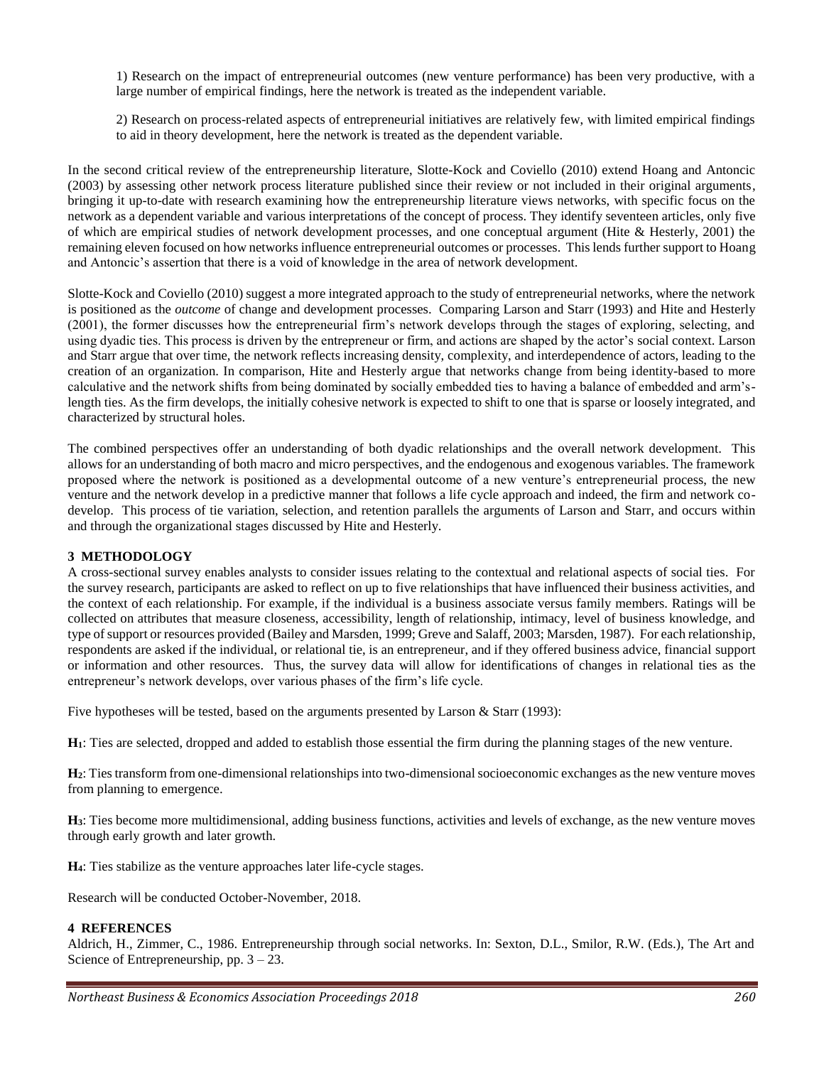1) Research on the impact of entrepreneurial outcomes (new venture performance) has been very productive, with a large number of empirical findings, here the network is treated as the independent variable.

2) Research on process-related aspects of entrepreneurial initiatives are relatively few, with limited empirical findings to aid in theory development, here the network is treated as the dependent variable.

In the second critical review of the entrepreneurship literature, Slotte-Kock and Coviello (2010) extend Hoang and Antoncic (2003) by assessing other network process literature published since their review or not included in their original arguments, bringing it up-to-date with research examining how the entrepreneurship literature views networks, with specific focus on the network as a dependent variable and various interpretations of the concept of process. They identify seventeen articles, only five of which are empirical studies of network development processes, and one conceptual argument (Hite & Hesterly, 2001) the remaining eleven focused on how networks influence entrepreneurial outcomes or processes. This lends further support to Hoang and Antoncic's assertion that there is a void of knowledge in the area of network development.

Slotte-Kock and Coviello (2010) suggest a more integrated approach to the study of entrepreneurial networks, where the network is positioned as the *outcome* of change and development processes. Comparing Larson and Starr (1993) and Hite and Hesterly (2001), the former discusses how the entrepreneurial firm's network develops through the stages of exploring, selecting, and using dyadic ties. This process is driven by the entrepreneur or firm, and actions are shaped by the actor's social context. Larson and Starr argue that over time, the network reflects increasing density, complexity, and interdependence of actors, leading to the creation of an organization. In comparison, Hite and Hesterly argue that networks change from being identity-based to more calculative and the network shifts from being dominated by socially embedded ties to having a balance of embedded and arm's-length ties. As the firm develops, the initially cohesive network is expected to shift to one that is sparse or loosely integrated, and characterized by structural holes.

The combined perspectives offer an understanding of both dyadic relationships and the overall network development. This allows for an understanding of both macro and micro perspectives, and the endogenous and exogenous variables. The framework proposed where the network is positioned as a developmental outcome of a new venture's entrepreneurial process, the new venture and the network develop in a predictive manner that follows a life cycle approach and indeed, the firm and network co-develop. This process of tie variation, selection, and retention parallels the arguments of Larson and Starr, and occurs within and through the organizational stages discussed by Hite and Hesterly.

## 3 METHODOLOGY

A cross-sectional survey enables analysts to consider issues relating to the contextual and relational aspects of social ties. For the survey research, participants are asked to reflect on up to five relationships that have influenced their business activities, and the context of each relationship. For example, if the individual is a business associate versus family members. Ratings will be collected on attributes that measure closeness, accessibility, length of relationship, intimacy, level of business knowledge, and type of support or resources provided (Bailey and Marsden, 1999; Greve and Salaff, 2003; Marsden, 1987). For each relationship, respondents are asked if the individual, or relational tie, is an entrepreneur, and if they offered business advice, financial support or information and other resources. Thus, the survey data will allow for identifications of changes in relational ties as the entrepreneur's network develops, over various phases of the firm's life cycle.

Five hypotheses will be tested, based on the arguments presented by Larson & Starr (1993):

**$H_1$**: Ties are selected, dropped and added to establish those essential the firm during the planning stages of the new venture.

**$H_2$**: Ties transform from one-dimensional relationships into two-dimensional socioeconomic exchanges as the new venture moves from planning to emergence.

**$H_3$**: Ties become more multidimensional, adding business functions, activities and levels of exchange, as the new venture moves through early growth and later growth.

**$H_4$**: Ties stabilize as the venture approaches later life-cycle stages.

Research will be conducted October-November, 2018.

## 4 REFERENCES

Aldrich, H., Zimmer, C., 1986. Entrepreneurship through social networks. In: Sexton, D.L., Smilor, R.W. (Eds.), The Art and Science of Entrepreneurship, pp. 3 – 23.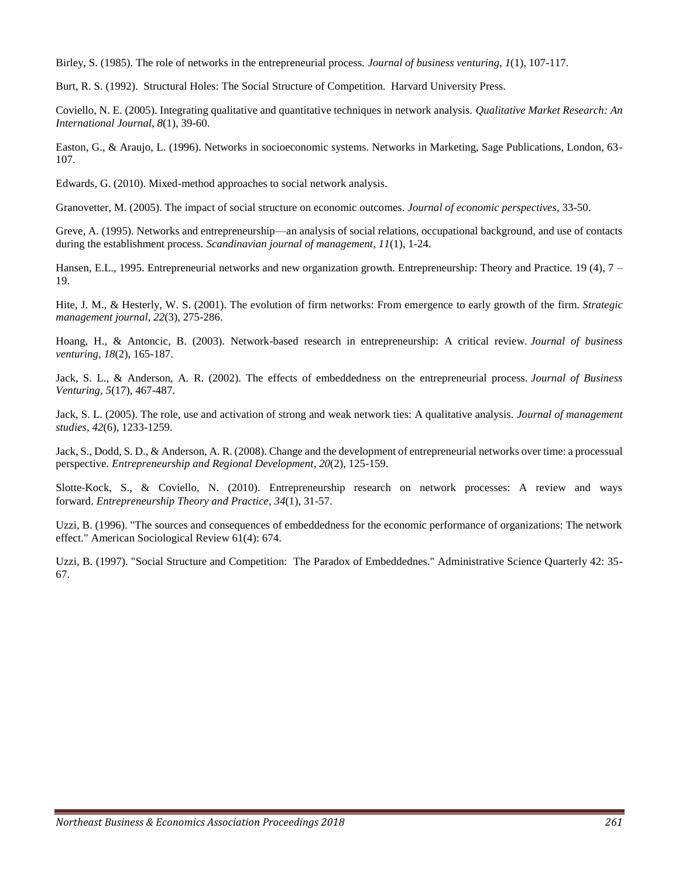Birley, S. (1985). The role of networks in the entrepreneurial process. *Journal of business venturing*, *1*(1), 107-117.

Burt, R. S. (1992). Structural Holes: The Social Structure of Competition. Harvard University Press.

Coviello, N. E. (2005). Integrating qualitative and quantitative techniques in network analysis. *Qualitative Market Research: An International Journal*, *8*(1), 39-60.

Easton, G., & Araujo, L. (1996). Networks in socioeconomic systems. Networks in Marketing, Sage Publications, London, 63-107.

Edwards, G. (2010). Mixed-method approaches to social network analysis.

Granovetter, M. (2005). The impact of social structure on economic outcomes. *Journal of economic perspectives*, 33-50.

Greve, A. (1995). Networks and entrepreneurship—an analysis of social relations, occupational background, and use of contacts during the establishment process. *Scandinavian journal of management*, *11*(1), 1-24.

Hansen, E.L., 1995. Entrepreneurial networks and new organization growth. Entrepreneurship: Theory and Practice. 19 (4), 7 – 19.

Hite, J. M., & Hesterly, W. S. (2001). The evolution of firm networks: From emergence to early growth of the firm. *Strategic management journal*, *22*(3), 275-286.

Hoang, H., & Antoncic, B. (2003). Network-based research in entrepreneurship: A critical review. *Journal of business venturing*, *18*(2), 165-187.

Jack, S. L., & Anderson, A. R. (2002). The effects of embeddedness on the entrepreneurial process. *Journal of Business Venturing*, *5*(17), 467-487.

Jack, S. L. (2005). The role, use and activation of strong and weak network ties: A qualitative analysis. *Journal of management studies*, *42*(6), 1233-1259.

Jack, S., Dodd, S. D., & Anderson, A. R. (2008). Change and the development of entrepreneurial networks over time: a processual perspective. *Entrepreneurship and Regional Development*, *20*(2), 125-159.

Slotte-Kock, S., & Coviello, N. (2010). Entrepreneurship research on network processes: A review and ways forward. *Entrepreneurship Theory and Practice*, *34*(1), 31-57.

Uzzi, B. (1996). "The sources and consequences of embeddedness for the economic performance of organizations: The network effect." American Sociological Review 61(4): 674.

Uzzi, B. (1997). "Social Structure and Competition: The Paradox of Embeddednes." Administrative Science Quarterly 42: 35-67.